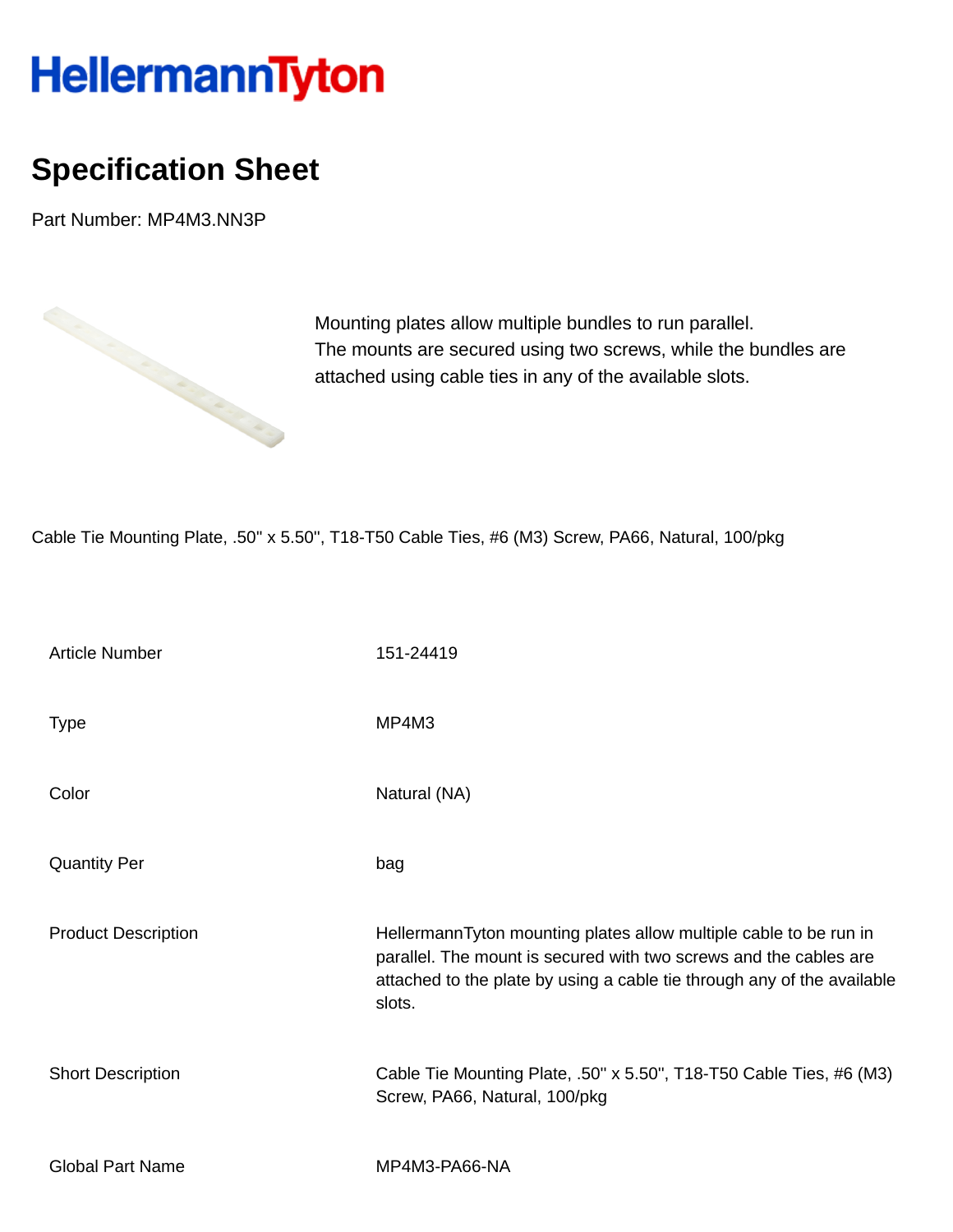HellermannTyton

# Specification Sheet

Part Number: MP4M3.NN3P

Mounting plates allow multiple bundles to run parallel.
The mounts are secured using two screws, while the bundles are attached using cable ties in any of the available slots.

Cable Tie Mounting Plate, .50" x 5.50", T18-T50 Cable Ties, #6 (M3) Screw, PA66, Natural, 100/pkg

| | |
|---|---|
| Article Number | 151-24419 |
| Type | MP4M3 |
| Color | Natural (NA) |
| Quantity Per | bag |
| Product Description | HellermannTyton mounting plates allow multiple cable to be run in parallel. The mount is secured with two screws and the cables are attached to the plate by using a cable tie through any of the available slots. |
| Short Description | Cable Tie Mounting Plate, .50" x 5.50", T18-T50 Cable Ties, #6 (M3) Screw, PA66, Natural, 100/pkg |
| Global Part Name | MP4M3-PA66-NA |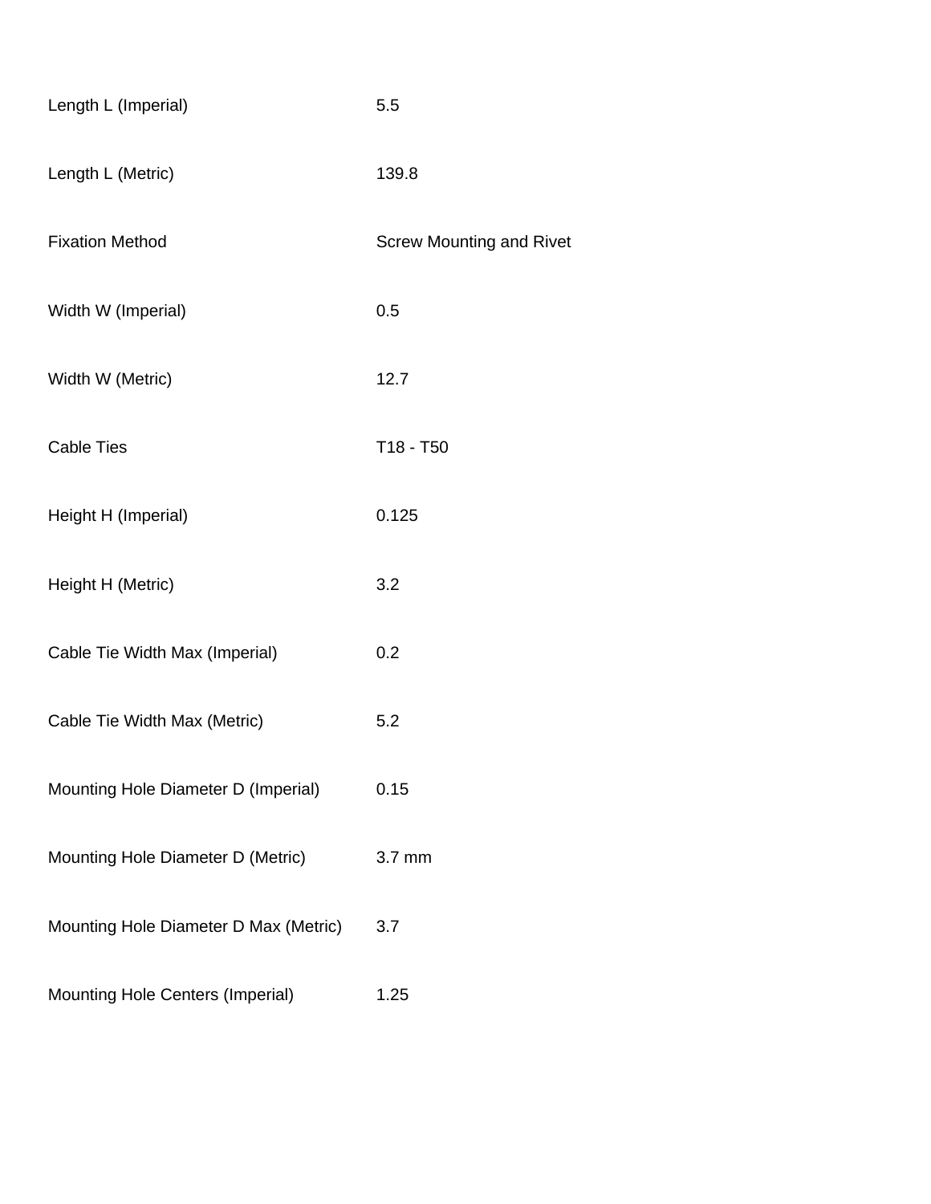| | |
|---|---|
| Length L (Imperial) | 5.5 |
| Length L (Metric) | 139.8 |
| Fixation Method | Screw Mounting and Rivet |
| Width W (Imperial) | 0.5 |
| Width W (Metric) | 12.7 |
| Cable Ties | T18 - T50 |
| Height H (Imperial) | 0.125 |
| Height H (Metric) | 3.2 |
| Cable Tie Width Max (Imperial) | 0.2 |
| Cable Tie Width Max (Metric) | 5.2 |
| Mounting Hole Diameter D (Imperial) | 0.15 |
| Mounting Hole Diameter D (Metric) | 3.7 mm |
| Mounting Hole Diameter D Max (Metric) | 3.7 |
| Mounting Hole Centers (Imperial) | 1.25 |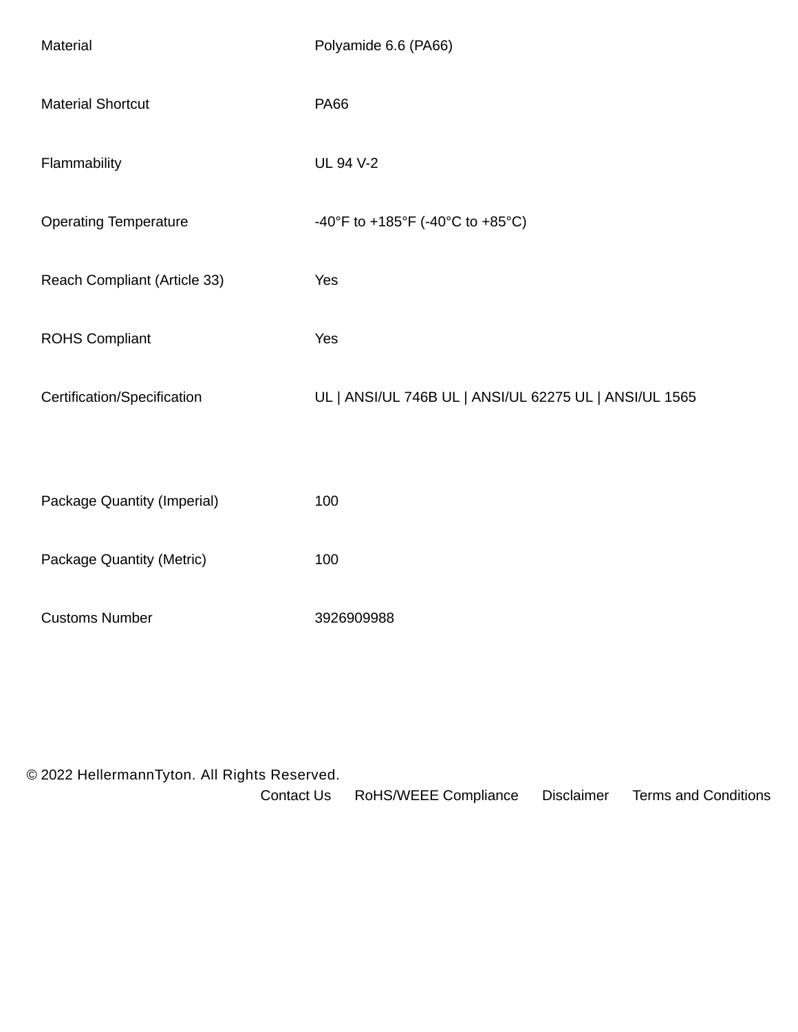| | |
|---|---|
| Material | Polyamide 6.6 (PA66) |
| Material Shortcut | PA66 |
| Flammability | UL 94 V-2 |
| Operating Temperature | -40°F to +185°F (-40°C to +85°C) |
| Reach Compliant (Article 33) | Yes |
| ROHS Compliant | Yes |
| Certification/Specification | UL \| ANSI/UL 746B UL \| ANSI/UL 62275 UL \| ANSI/UL 1565 |

| | |
|---|---|
| Package Quantity (Imperial) | 100 |
| Package Quantity (Metric) | 100 |
| Customs Number | 3926909988 |

© 2022 HellermannTyton. All Rights Reserved.

Contact Us RoHS/WEEE Compliance Disclaimer Terms and Conditions